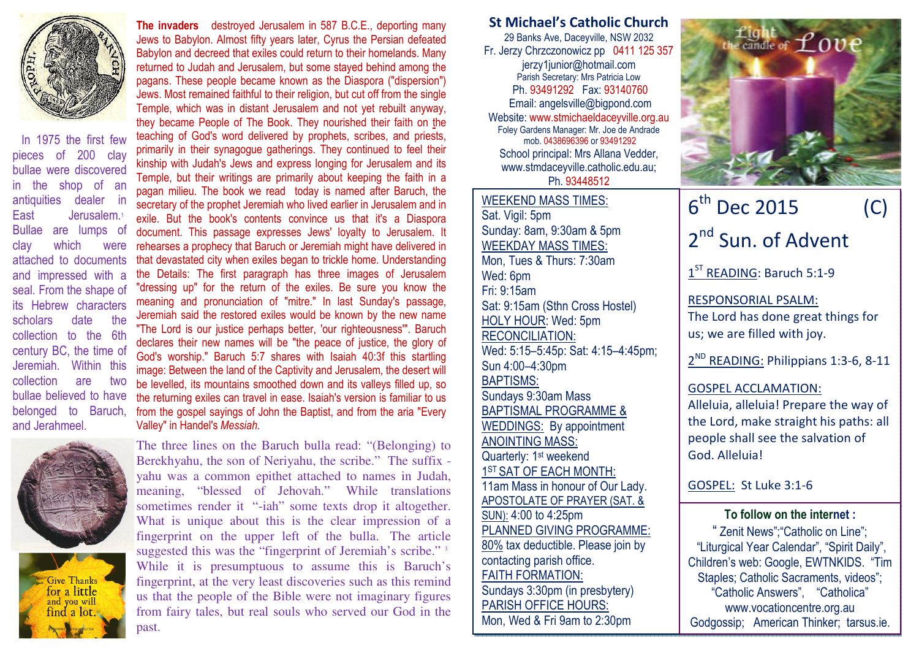In 1975 the first few pieces of 200 clay bullae were discovered in the shop of an antiquities dealer in East Jerusalem.[1] Bullae are lumps of clay which were attached to documents and impressed with a seal. From the shape of its Hebrew characters scholars date the collection to the 6th century BC, the time of Jeremiah. Within this collection are two bullae believed to have belonged to Baruch, and Jerahmeel.

**The invaders** destroyed Jerusalem in 587 B.C.E., deporting many Jews to Babylon. Almost fifty years later, Cyrus the Persian defeated Babylon and decreed that exiles could return to their homelands. Many returned to Judah and Jerusalem, but some stayed behind among the pagans. These people became known as the Diaspora ("dispersion") Jews. Most remained faithful to their religion, but cut off from the single Temple, which was in distant Jerusalem and not yet rebuilt anyway, they became People of The Book. They nourished their faith on the teaching of God's word delivered by prophets, scribes, and priests, primarily in their synagogue gatherings. They continued to feel their kinship with Judah's Jews and express longing for Jerusalem and its Temple, but their writings are primarily about keeping the faith in a pagan milieu. The book we read today is named after Baruch, the secretary of the prophet Jeremiah who lived earlier in Jerusalem and in exile. But the book's contents convince us that it's a Diaspora document. This passage expresses Jews' loyalty to Jerusalem. It rehearses a prophecy that Baruch or Jeremiah might have delivered in that devastated city when exiles began to trickle home. Understanding the Details: The first paragraph has three images of Jerusalem "dressing up" for the return of the exiles. Be sure you know the meaning and pronunciation of "mitre." In last Sunday's passage, Jeremiah said the restored exiles would be known by the new name "The Lord is our justice perhaps better, 'our righteousness'". Baruch declares their new names will be "the peace of justice, the glory of God's worship." Baruch 5:7 shares with Isaiah 40:3f this startling image: Between the land of the Captivity and Jerusalem, the desert will be levelled, its mountains smoothed down and its valleys filled up, so the returning exiles can travel in ease. Isaiah's version is familiar to us from the gospel sayings of John the Baptist, and from the aria "Every Valley" in Handel's *Messiah.*

The three lines on the Baruch bulla read: "(Belonging) to Berekhyahu, the son of Neriyahu, the scribe." The suffix -yahu was a common epithet attached to names in Judah, meaning, "blessed of Jehovah." While translations sometimes render it "-iah" some texts drop it altogether. What is unique about this is the clear impression of a fingerprint on the upper left of the bulla. The article suggested this was the "fingerprint of Jeremiah's scribe." [3] While it is presumptuous to assume this is Baruch's fingerprint, at the very least discoveries such as this remind us that the people of the Bible were not imaginary figures from fairy tales, but real souls who served our God in the past.

Give Thanks for a little and you will find a lot.

## St Michael's Catholic Church

29 Banks Ave, Daceyville, NSW 2032
Fr. Jerzy Chrzczonowicz pp 0411 125 357
jerzy1junior@hotmail.com
Parish Secretary: Mrs Patricia Low
Ph. 93491292 Fax: 93140760
Email: angelsville@bigpond.com
Website: www.stmichaeldaceyville.org.au
Foley Gardens Manager: Mr. Joe de Andrade
mob. 0438696396 or 93491292
School principal: Mrs Allana Vedder,
www.stmdaceyville.catholic.edu.au;
Ph. 93448512

WEEKEND MASS TIMES:
Sat. Vigil: 5pm
Sunday: 8am, 9:30am & 5pm
WEEKDAY MASS TIMES:
Mon, Tues & Thurs: 7:30am
Wed: 6pm
Fri: 9:15am
Sat: 9:15am (Sthn Cross Hostel)
HOLY HOUR: Wed: 5pm
RECONCILIATION:
Wed: 5:15–5:45p: Sat: 4:15–4:45pm;
Sun 4:00–4:30pm
BAPTISMS:
Sundays 9:30am Mass
BAPTISMAL PROGRAMME & WEDDINGS: By appointment
ANOINTING MASS:
Quarterly: 1st weekend
1ST SAT OF EACH MONTH:
11am Mass in honour of Our Lady.
APOSTOLATE OF PRAYER (SAT. & SUN): 4:00 to 4:25pm
PLANNED GIVING PROGRAMME:
80% tax deductible. Please join by contacting parish office.
FAITH FORMATION:
Sundays 3:30pm (in presbytery)
PARISH OFFICE HOURS:
Mon, Wed & Fri 9am to 2:30pm

Light the candle of Love

# 6th Dec 2015 (C)

# 2nd Sun. of Advent

1ST READING: Baruch 5:1-9

RESPONSORIAL PSALM:
The Lord has done great things for us; we are filled with joy.

2ND READING: Philippians 1:3-6, 8-11

GOSPEL ACCLAMATION:
Alleluia, alleluia! Prepare the way of the Lord, make straight his paths: all people shall see the salvation of God. Alleluia!

GOSPEL: St Luke 3:1-6

**To follow on the internet :**
"Zenit News";"Catholic on Line"; "Liturgical Year Calendar", "Spirit Daily", Children's web: Google, EWTNKIDS. "Tim Staples; Catholic Sacraments, videos"; "Catholic Answers", "Catholica" www.vocationcentre.org.au Godgossip; American Thinker; tarsus.ie.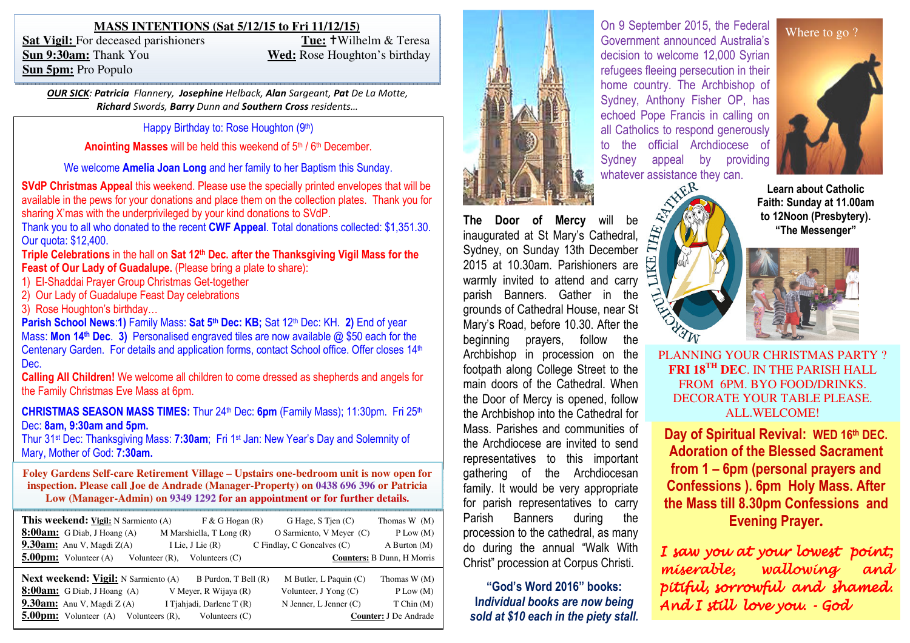## MASS INTENTIONS (Sat 5/12/15 to Fri 11/12/15)

**Sat Vigil:** For deceased parishioners
**Sun 9:30am:** Thank You
**Sun 5pm:** Pro Populo
**Tue:** †Wilhelm & Teresa
**Wed:** Rose Houghton's birthday

*OUR SICK: **Patricia** Flannery, **Josephine** Helback, **Alan** Sargeant, **Pat** De La Motte, **Richard** Swords, **Barry** Dunn and **Southern Cross** residents…*

Happy Birthday to: Rose Houghton (9th)

**Anointing Masses** will be held this weekend of 5th / 6th December.

We welcome **Amelia Joan Long** and her family to her Baptism this Sunday.

**SVdP Christmas Appeal** this weekend. Please use the specially printed envelopes that will be available in the pews for your donations and place them on the collection plates. Thank you for sharing X'mas with the underprivileged by your kind donations to SVdP.

Thank you to all who donated to the recent **CWF Appeal**. Total donations collected: $1,351.30. Our quota: $12,400.

**Triple Celebrations** in the hall on **Sat 12th Dec. after the Thanksgiving Vigil Mass for the Feast of Our Lady of Guadalupe.** (Please bring a plate to share):

1) El-Shaddai Prayer Group Christmas Get-together
2) Our Lady of Guadalupe Feast Day celebrations
3) Rose Houghton's birthday…

**Parish School News**:**1)** Family Mass: **Sat 5th Dec: KB;** Sat 12th Dec: KH. **2)** End of year Mass: **Mon 14th Dec. 3)** Personalised engraved tiles are now available @ $50 each for the Centenary Garden. For details and application forms, contact School office. Offer closes 14th Dec.

**Calling All Children!** We welcome all children to come dressed as shepherds and angels for the Family Christmas Eve Mass at 6pm.

**CHRISTMAS SEASON MASS TIMES:** Thur 24th Dec: **6pm** (Family Mass); 11:30pm. Fri 25th Dec: **8am, 9:30am and 5pm.**
Thur 31st Dec: Thanksgiving Mass: **7:30am**; Fri 1st Jan: New Year's Day and Solemnity of Mary, Mother of God: **7:30am.**

**Foley Gardens Self-care Retirement Village – Upstairs one-bedroom unit is now open for inspection. Please call Joe de Andrade (Manager-Property) on 0438 696 396 or Patricia Low (Manager-Admin) on 9349 1292 for an appointment or for further details.**

| | | | | |
|---|---|---|---|---|
| **This weekend: Vigil:** | N Sarmiento (A) | F & G Hogan (R) | G Hage, S Tjen (C) | Thomas W (M) |
| **8:00am:** | G Diab, J Hoang (A) | M Marshiella, T Long (R) | O Sarmiento, V Meyer (C) | P Low (M) |
| **9.30am:** | Anu V, Magdi Z(A) | I Lie, J Lie (R) | C Findlay, C Goncalves (C) | A Burton (M) |
| **5.00pm:** | Volunteer (A) | Volunteer (R), | Volunteers (C) | **Counters:** B Dunn, H Morris |

| | | | | |
|---|---|---|---|---|
| **Next weekend: Vigil:** | N Sarmiento (A) | B Purdon, T Bell (R) | M Butler, L Paquin (C) | Thomas W (M) |
| **8:00am:** | G Diab, J Hoang (A) | V Meyer, R Wijaya (R) | Volunteer, J Yong (C) | P Low (M) |
| **9.30am:** | Anu V, Magdi Z (A) | I Tjahjadi, Darlene T (R) | N Jenner, L Jenner (C) | T Chin (M) |
| **5.00pm:** | Volunteer (A) | Volunteers (R), | Volunteers (C) | **Counter:** J De Andrade |

On 9 September 2015, the Federal Government announced Australia's decision to welcome 12,000 Syrian refugees fleeing persecution in their home country. The Archbishop of Sydney, Anthony Fisher OP, has echoed Pope Francis in calling on all Catholics to respond generously to the official Archdiocese of Sydney appeal by providing whatever assistance they can.

Where to go ?

**The Door of Mercy** will be inaugurated at St Mary's Cathedral, Sydney, on Sunday 13th December 2015 at 10.30am. Parishioners are warmly invited to attend and carry parish Banners. Gather in the grounds of Cathedral House, near St Mary's Road, before 10.30. After the beginning prayers, follow the Archbishop in procession on the footpath along College Street to the main doors of the Cathedral. When the Door of Mercy is opened, follow the Archbishop into the Cathedral for Mass. Parishes and communities of the Archdiocese are invited to send representatives to this important gathering of the Archdiocesan family. It would be very appropriate for parish representatives to carry Parish Banners during the procession to the cathedral, as many do during the annual "Walk With Christ" procession at Corpus Christi.

MERCIFUL LIKE THE FATHER

**Learn about Catholic Faith: Sunday at 11.00am to 12Noon (Presbytery). "The Messenger"**

**"God's Word 2016" books:** ***Individual books are now being sold at $10 each in the piety stall.***

PLANNING YOUR CHRISTMAS PARTY ? **FRI 18TH DEC**. IN THE PARISH HALL FROM 6PM. BYO FOOD/DRINKS. DECORATE YOUR TABLE PLEASE. ALL.WELCOME!

**Day of Spiritual Revival: WED 16th DEC. Adoration of the Blessed Sacrament from 1 – 6pm (personal prayers and Confessions ). 6pm Holy Mass. After the Mass till 8.30pm Confessions and Evening Prayer.**

*I saw you at your lowest point; miserable, wallowing and pitiful, sorrowful and shamed. And I still love you. - God*